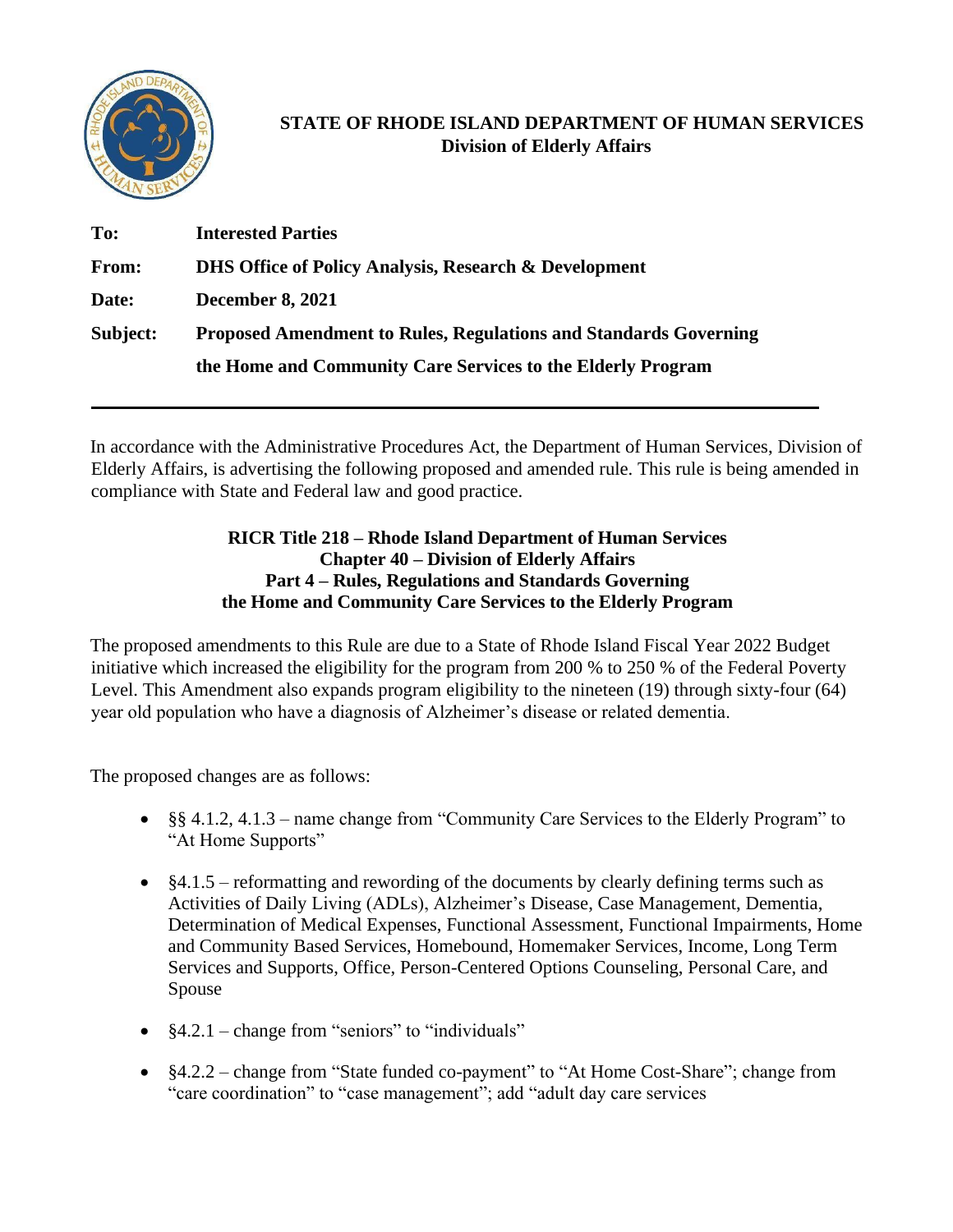**STATE OF RHODE ISLAND DEPARTMENT OF HUMAN SERVICES**
**Division of Elderly Affairs**

**To:** **Interested Parties**

**From:** **DHS Office of Policy Analysis, Research & Development**

**Date:** **December 8, 2021**

**Subject:** **Proposed Amendment to Rules, Regulations and Standards Governing the Home and Community Care Services to the Elderly Program**

---

In accordance with the Administrative Procedures Act, the Department of Human Services, Division of Elderly Affairs, is advertising the following proposed and amended rule. This rule is being amended in compliance with State and Federal law and good practice.

**RICR Title 218 – Rhode Island Department of Human Services**
**Chapter 40 – Division of Elderly Affairs**
**Part 4 – Rules, Regulations and Standards Governing the Home and Community Care Services to the Elderly Program**

The proposed amendments to this Rule are due to a State of Rhode Island Fiscal Year 2022 Budget initiative which increased the eligibility for the program from 200 % to 250 % of the Federal Poverty Level. This Amendment also expands program eligibility to the nineteen (19) through sixty-four (64) year old population who have a diagnosis of Alzheimer's disease or related dementia.

The proposed changes are as follows:

- §§ 4.1.2, 4.1.3 – name change from "Community Care Services to the Elderly Program" to "At Home Supports"
- §4.1.5 – reformatting and rewording of the documents by clearly defining terms such as Activities of Daily Living (ADLs), Alzheimer's Disease, Case Management, Dementia, Determination of Medical Expenses, Functional Assessment, Functional Impairments, Home and Community Based Services, Homebound, Homemaker Services, Income, Long Term Services and Supports, Office, Person-Centered Options Counseling, Personal Care, and Spouse
- §4.2.1 – change from "seniors" to "individuals"
- §4.2.2 – change from "State funded co-payment" to "At Home Cost-Share"; change from "care coordination" to "case management"; add "adult day care services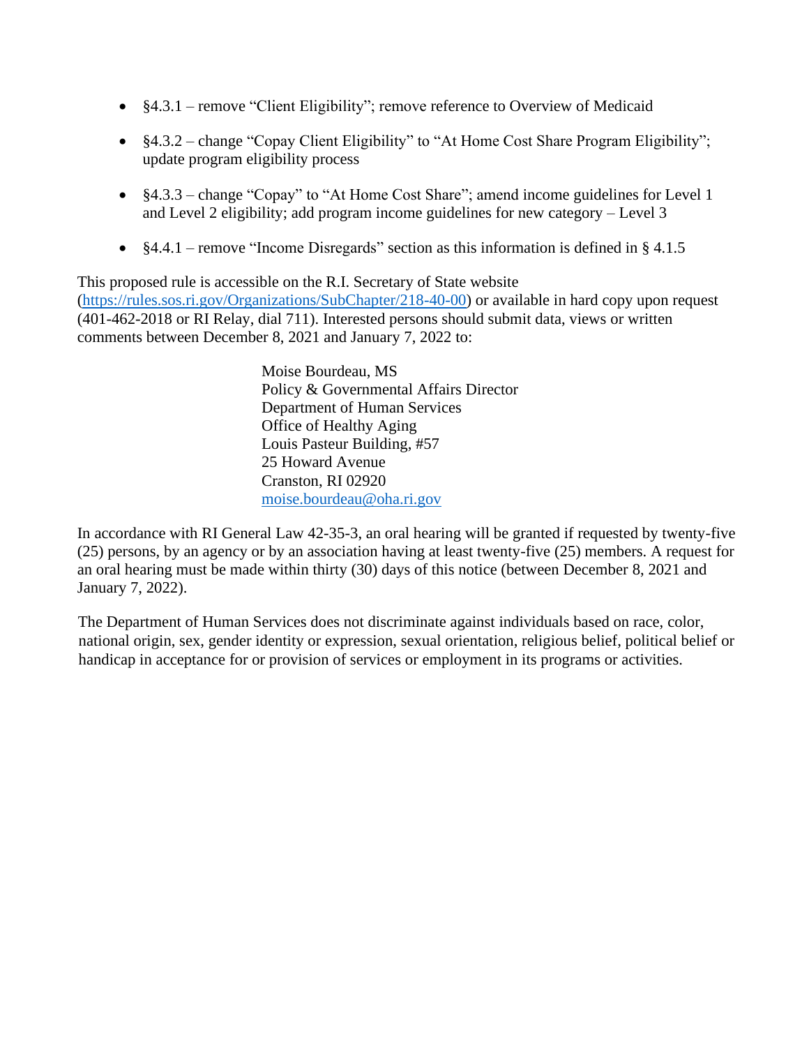- §4.3.1 – remove "Client Eligibility"; remove reference to Overview of Medicaid

- §4.3.2 – change "Copay Client Eligibility" to "At Home Cost Share Program Eligibility"; update program eligibility process

- §4.3.3 – change "Copay" to "At Home Cost Share"; amend income guidelines for Level 1 and Level 2 eligibility; add program income guidelines for new category – Level 3

- §4.4.1 – remove "Income Disregards" section as this information is defined in § 4.1.5

This proposed rule is accessible on the R.I. Secretary of State website (https://rules.sos.ri.gov/Organizations/SubChapter/218-40-00) or available in hard copy upon request (401-462-2018 or RI Relay, dial 711). Interested persons should submit data, views or written comments between December 8, 2021 and January 7, 2022 to:

Moise Bourdeau, MS
Policy & Governmental Affairs Director
Department of Human Services
Office of Healthy Aging
Louis Pasteur Building, #57
25 Howard Avenue
Cranston, RI 02920
moise.bourdeau@oha.ri.gov

In accordance with RI General Law 42-35-3, an oral hearing will be granted if requested by twenty-five (25) persons, by an agency or by an association having at least twenty-five (25) members. A request for an oral hearing must be made within thirty (30) days of this notice (between December 8, 2021 and January 7, 2022).

The Department of Human Services does not discriminate against individuals based on race, color, national origin, sex, gender identity or expression, sexual orientation, religious belief, political belief or handicap in acceptance for or provision of services or employment in its programs or activities.